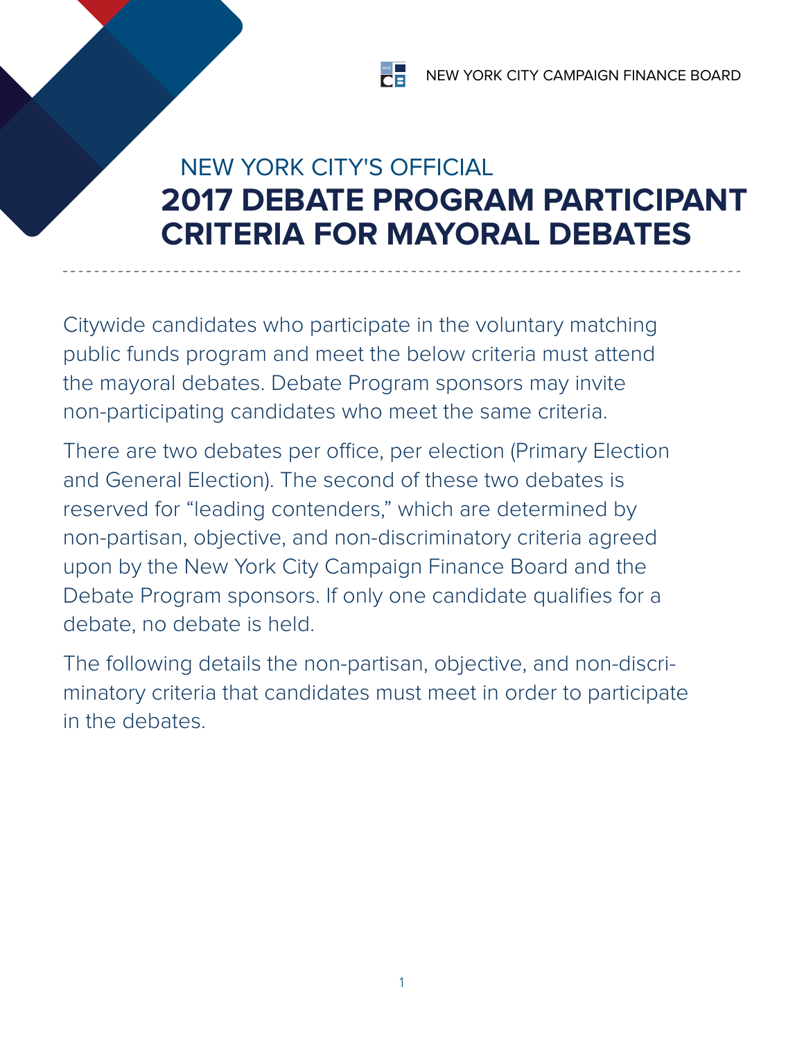NEW YORK CITY CAMPAIGN FINANCE BOARD

NEW YORK CITY'S OFFICIAL

# 2017 DEBATE PROGRAM PARTICIPANT CRITERIA FOR MAYORAL DEBATES

Citywide candidates who participate in the voluntary matching public funds program and meet the below criteria must attend the mayoral debates. Debate Program sponsors may invite non-participating candidates who meet the same criteria.

There are two debates per office, per election (Primary Election and General Election). The second of these two debates is reserved for "leading contenders," which are determined by non-partisan, objective, and non-discriminatory criteria agreed upon by the New York City Campaign Finance Board and the Debate Program sponsors. If only one candidate qualifies for a debate, no debate is held.

The following details the non-partisan, objective, and non-discriminatory criteria that candidates must meet in order to participate in the debates.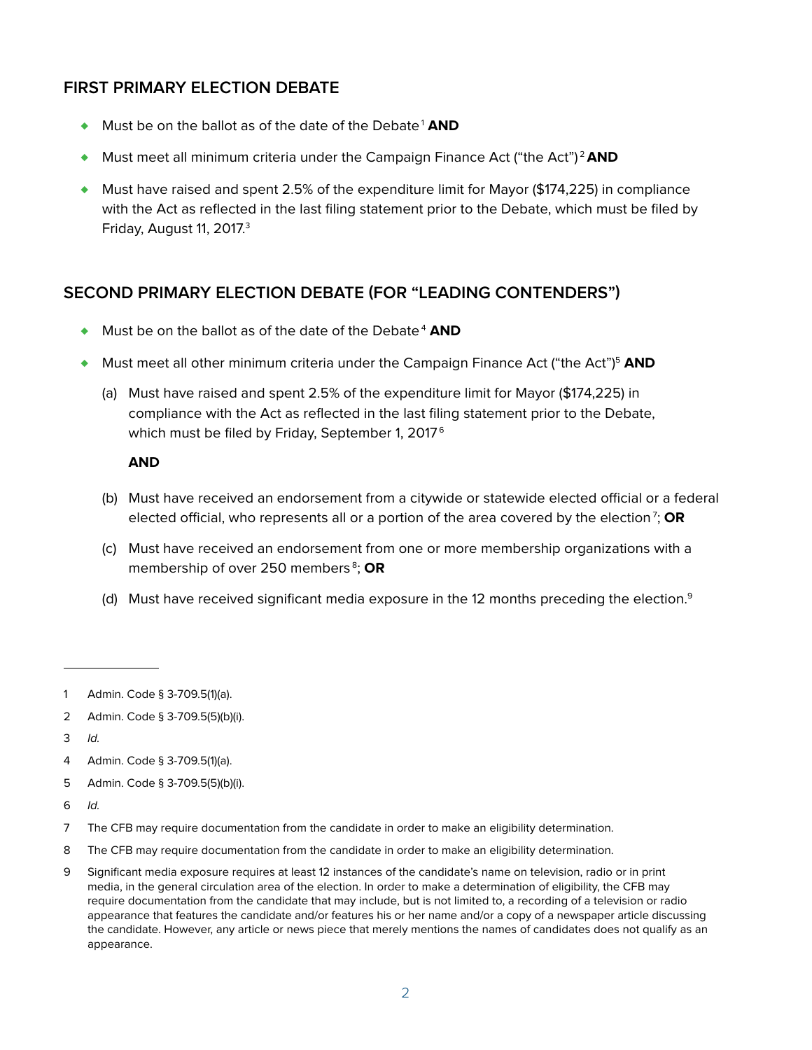## FIRST PRIMARY ELECTION DEBATE

- Must be on the ballot as of the date of the Debate[1] **AND**
- Must meet all minimum criteria under the Campaign Finance Act ("the Act")[2] **AND**
- Must have raised and spent 2.5% of the expenditure limit for Mayor ($174,225) in compliance with the Act as reflected in the last filing statement prior to the Debate, which must be filed by Friday, August 11, 2017.[3]

## SECOND PRIMARY ELECTION DEBATE (FOR "LEADING CONTENDERS")

- Must be on the ballot as of the date of the Debate[4] **AND**
- Must meet all other minimum criteria under the Campaign Finance Act ("the Act")[5] **AND**

  (a) Must have raised and spent 2.5% of the expenditure limit for Mayor ($174,225) in compliance with the Act as reflected in the last filing statement prior to the Debate, which must be filed by Friday, September 1, 2017[6]

  **AND**

  (b) Must have received an endorsement from a citywide or statewide elected official or a federal elected official, who represents all or a portion of the area covered by the election[7]; **OR**

  (c) Must have received an endorsement from one or more membership organizations with a membership of over 250 members[8]; **OR**

  (d) Must have received significant media exposure in the 12 months preceding the election.[9]

---

1 Admin. Code § 3-709.5(1)(a).

2 Admin. Code § 3-709.5(5)(b)(i).

3 *Id.*

4 Admin. Code § 3-709.5(1)(a).

5 Admin. Code § 3-709.5(5)(b)(i).

6 *Id.*

7 The CFB may require documentation from the candidate in order to make an eligibility determination.

8 The CFB may require documentation from the candidate in order to make an eligibility determination.

9 Significant media exposure requires at least 12 instances of the candidate's name on television, radio or in print media, in the general circulation area of the election. In order to make a determination of eligibility, the CFB may require documentation from the candidate that may include, but is not limited to, a recording of a television or radio appearance that features the candidate and/or features his or her name and/or a copy of a newspaper article discussing the candidate. However, any article or news piece that merely mentions the names of candidates does not qualify as an appearance.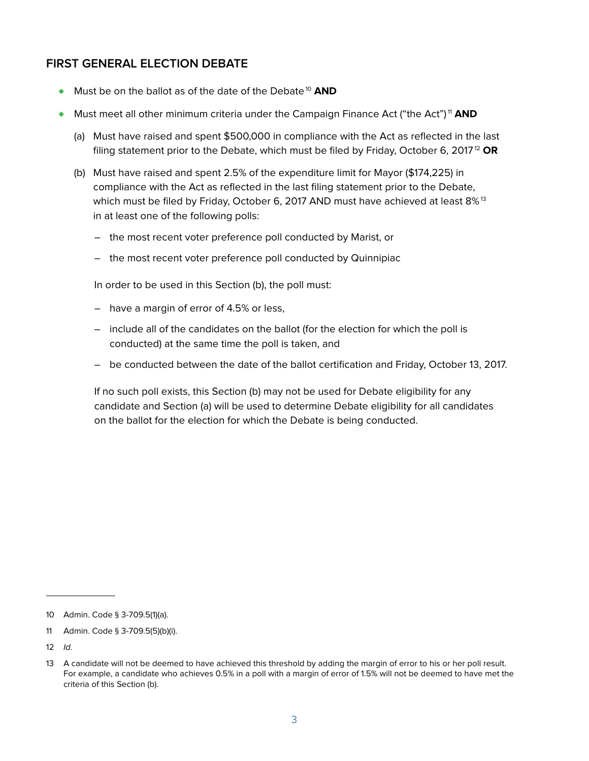## FIRST GENERAL ELECTION DEBATE

- Must be on the ballot as of the date of the Debate[10] **AND**
- Must meet all other minimum criteria under the Campaign Finance Act ("the Act")[11] **AND**

  (a) Must have raised and spent $500,000 in compliance with the Act as reflected in the last filing statement prior to the Debate, which must be filed by Friday, October 6, 2017[12] **OR**

  (b) Must have raised and spent 2.5% of the expenditure limit for Mayor ($174,225) in compliance with the Act as reflected in the last filing statement prior to the Debate, which must be filed by Friday, October 6, 2017 AND must have achieved at least 8%[13] in at least one of the following polls:

  – the most recent voter preference poll conducted by Marist, or

  – the most recent voter preference poll conducted by Quinnipiac

  In order to be used in this Section (b), the poll must:

  – have a margin of error of 4.5% or less,

  – include all of the candidates on the ballot (for the election for which the poll is conducted) at the same time the poll is taken, and

  – be conducted between the date of the ballot certification and Friday, October 13, 2017.

  If no such poll exists, this Section (b) may not be used for Debate eligibility for any candidate and Section (a) will be used to determine Debate eligibility for all candidates on the ballot for the election for which the Debate is being conducted.

---

10 Admin. Code § 3-709.5(1)(a).

11 Admin. Code § 3-709.5(5)(b)(i).

12 *Id.*

13 A candidate will not be deemed to have achieved this threshold by adding the margin of error to his or her poll result. For example, a candidate who achieves 0.5% in a poll with a margin of error of 1.5% will not be deemed to have met the criteria of this Section (b).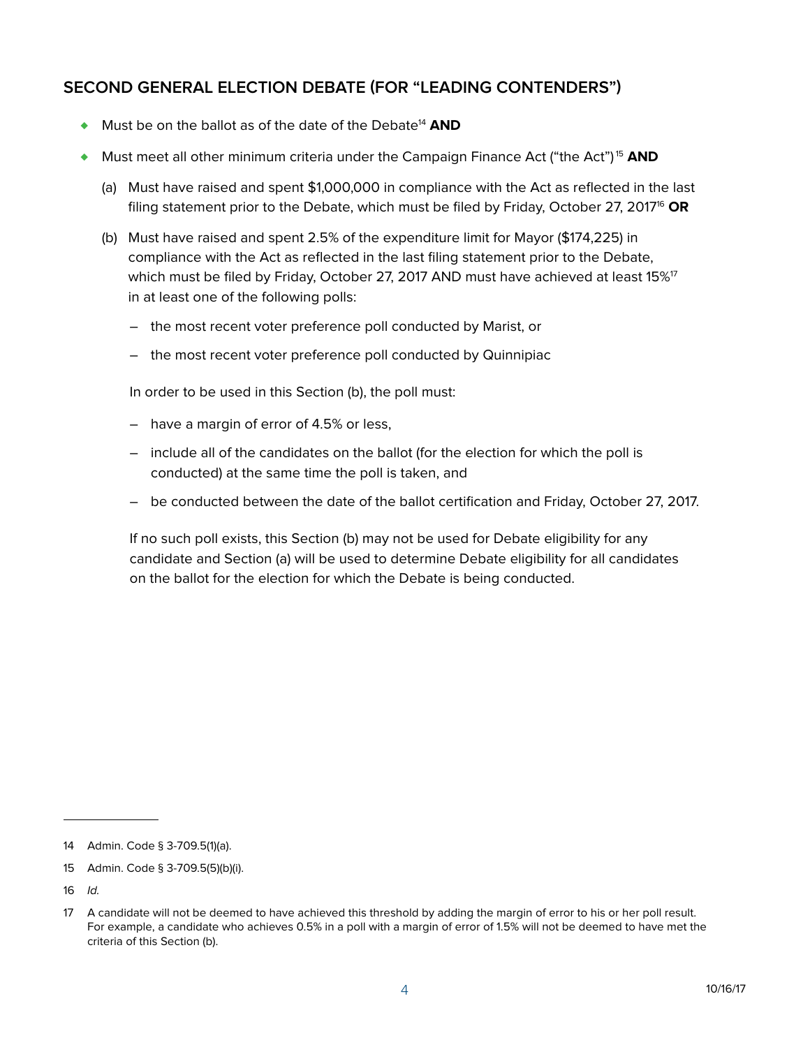## SECOND GENERAL ELECTION DEBATE (FOR "LEADING CONTENDERS")

- Must be on the ballot as of the date of the Debate[14] **AND**
- Must meet all other minimum criteria under the Campaign Finance Act ("the Act")[15] **AND**

  (a) Must have raised and spent $1,000,000 in compliance with the Act as reflected in the last filing statement prior to the Debate, which must be filed by Friday, October 27, 2017[16] **OR**

  (b) Must have raised and spent 2.5% of the expenditure limit for Mayor ($174,225) in compliance with the Act as reflected in the last filing statement prior to the Debate, which must be filed by Friday, October 27, 2017 AND must have achieved at least 15%[17] in at least one of the following polls:

  – the most recent voter preference poll conducted by Marist, or

  – the most recent voter preference poll conducted by Quinnipiac

  In order to be used in this Section (b), the poll must:

  – have a margin of error of 4.5% or less,

  – include all of the candidates on the ballot (for the election for which the poll is conducted) at the same time the poll is taken, and

  – be conducted between the date of the ballot certification and Friday, October 27, 2017.

  If no such poll exists, this Section (b) may not be used for Debate eligibility for any candidate and Section (a) will be used to determine Debate eligibility for all candidates on the ballot for the election for which the Debate is being conducted.

---

14 Admin. Code § 3-709.5(1)(a).

15 Admin. Code § 3-709.5(5)(b)(i).

16 *Id.*

17 A candidate will not be deemed to have achieved this threshold by adding the margin of error to his or her poll result. For example, a candidate who achieves 0.5% in a poll with a margin of error of 1.5% will not be deemed to have met the criteria of this Section (b).

10/16/17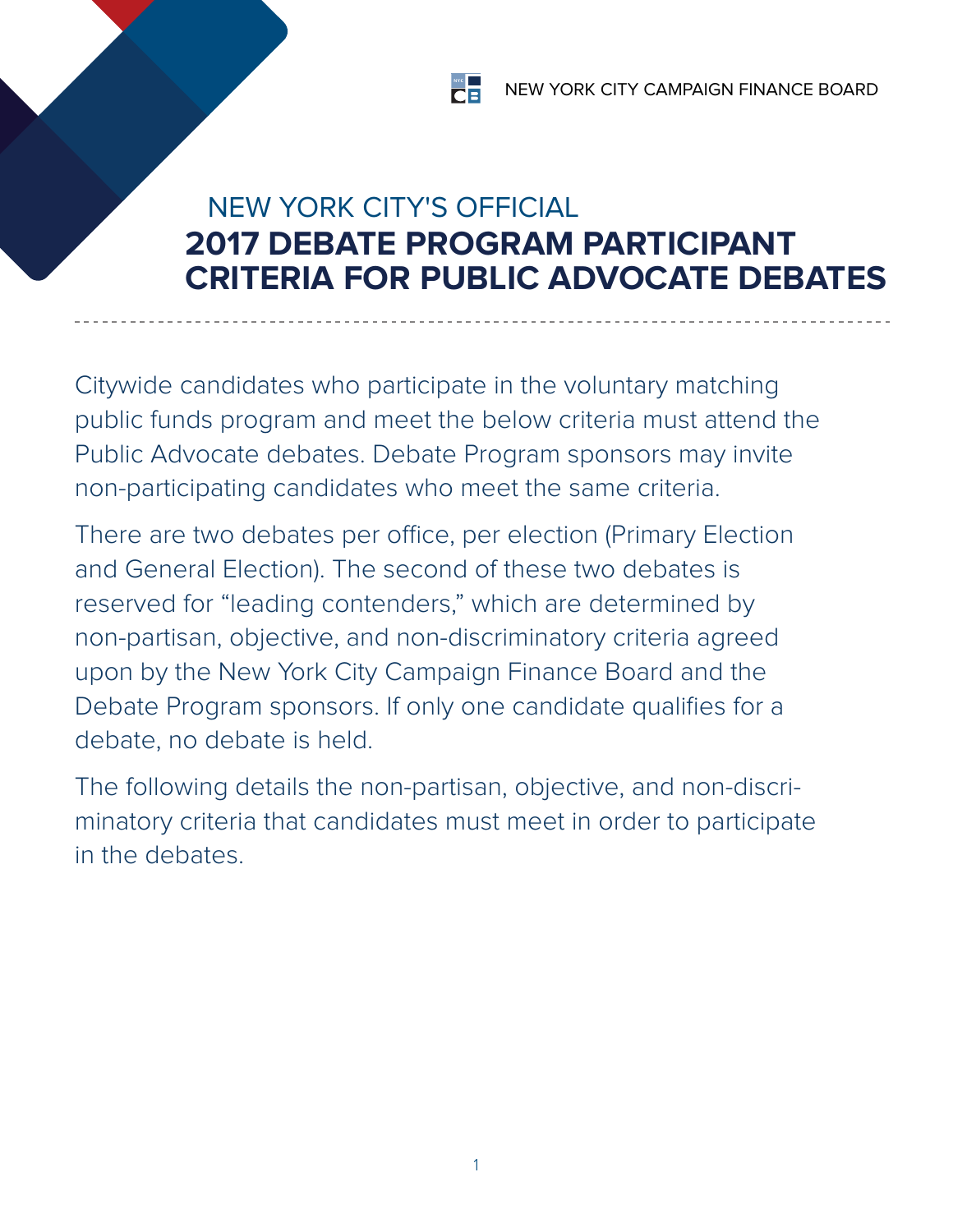NEW YORK CITY CAMPAIGN FINANCE BOARD

# NEW YORK CITY'S OFFICIAL
# 2017 DEBATE PROGRAM PARTICIPANT CRITERIA FOR PUBLIC ADVOCATE DEBATES

Citywide candidates who participate in the voluntary matching public funds program and meet the below criteria must attend the Public Advocate debates. Debate Program sponsors may invite non-participating candidates who meet the same criteria.

There are two debates per office, per election (Primary Election and General Election). The second of these two debates is reserved for "leading contenders," which are determined by non-partisan, objective, and non-discriminatory criteria agreed upon by the New York City Campaign Finance Board and the Debate Program sponsors. If only one candidate qualifies for a debate, no debate is held.

The following details the non-partisan, objective, and non-discriminatory criteria that candidates must meet in order to participate in the debates.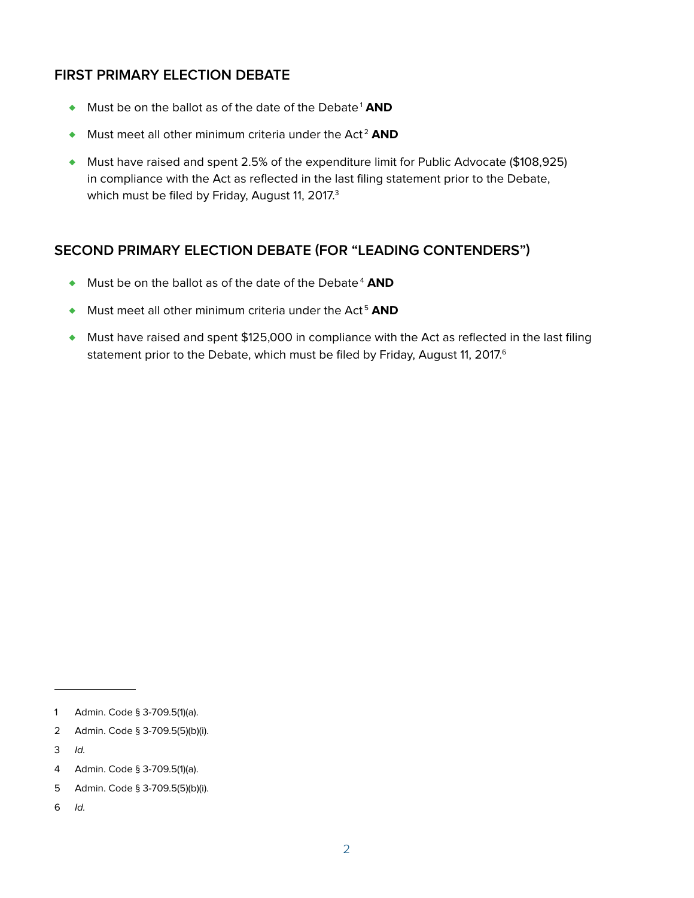## FIRST PRIMARY ELECTION DEBATE

- Must be on the ballot as of the date of the Debate[1] **AND**
- Must meet all other minimum criteria under the Act[2] **AND**
- Must have raised and spent 2.5% of the expenditure limit for Public Advocate ($108,925) in compliance with the Act as reflected in the last filing statement prior to the Debate, which must be filed by Friday, August 11, 2017.[3]

## SECOND PRIMARY ELECTION DEBATE (FOR "LEADING CONTENDERS")

- Must be on the ballot as of the date of the Debate[4] **AND**
- Must meet all other minimum criteria under the Act[5] **AND**
- Must have raised and spent $125,000 in compliance with the Act as reflected in the last filing statement prior to the Debate, which must be filed by Friday, August 11, 2017.[6]

---

1 Admin. Code § 3-709.5(1)(a).

2 Admin. Code § 3-709.5(5)(b)(i).

3 *Id.*

4 Admin. Code § 3-709.5(1)(a).

5 Admin. Code § 3-709.5(5)(b)(i).

6 *Id.*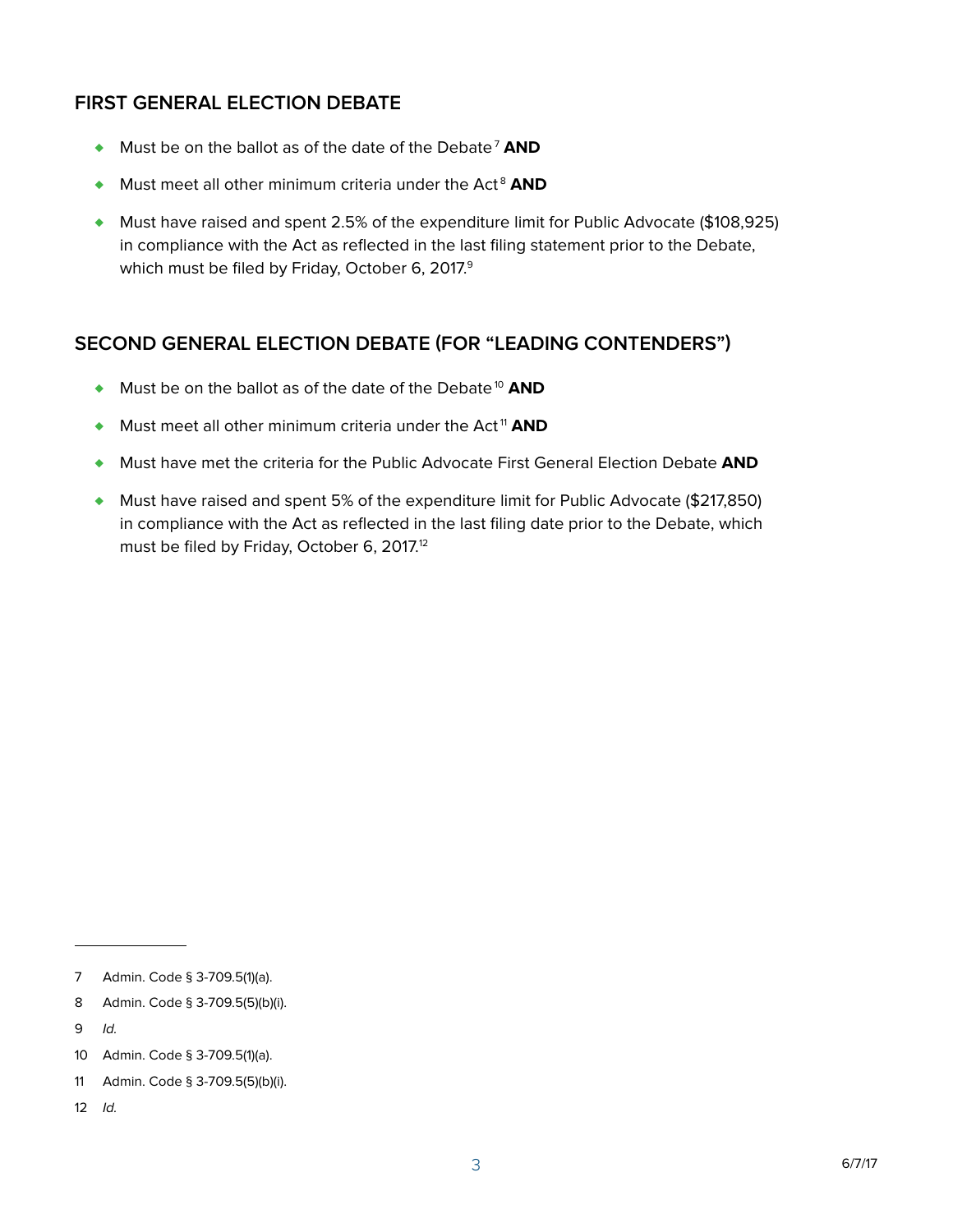## FIRST GENERAL ELECTION DEBATE

- Must be on the ballot as of the date of the Debate[7] **AND**
- Must meet all other minimum criteria under the Act[8] **AND**
- Must have raised and spent 2.5% of the expenditure limit for Public Advocate ($108,925) in compliance with the Act as reflected in the last filing statement prior to the Debate, which must be filed by Friday, October 6, 2017.[9]

## SECOND GENERAL ELECTION DEBATE (FOR "LEADING CONTENDERS")

- Must be on the ballot as of the date of the Debate[10] **AND**
- Must meet all other minimum criteria under the Act[11] **AND**
- Must have met the criteria for the Public Advocate First General Election Debate **AND**
- Must have raised and spent 5% of the expenditure limit for Public Advocate ($217,850) in compliance with the Act as reflected in the last filing date prior to the Debate, which must be filed by Friday, October 6, 2017.[12]

---

7 Admin. Code § 3-709.5(1)(a).

8 Admin. Code § 3-709.5(5)(b)(i).

9 *Id.*

10 Admin. Code § 3-709.5(1)(a).

11 Admin. Code § 3-709.5(5)(b)(i).

12 *Id.*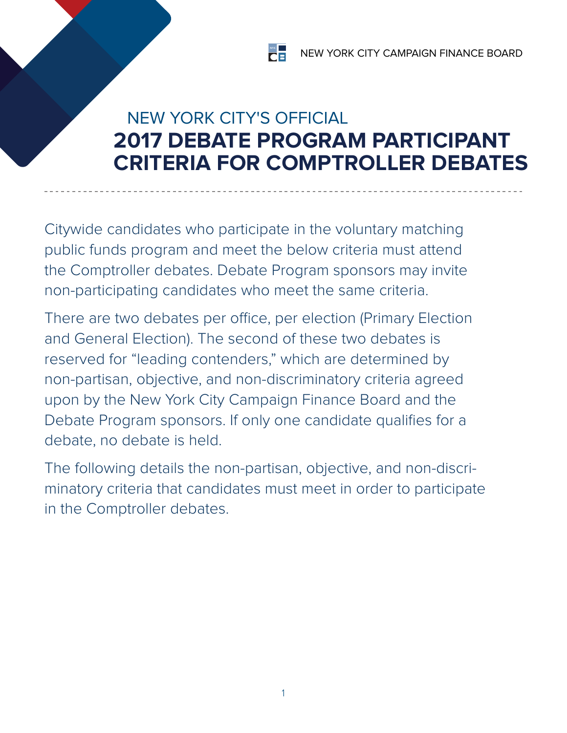NEW YORK CITY CAMPAIGN FINANCE BOARD

NEW YORK CITY'S OFFICIAL

# 2017 DEBATE PROGRAM PARTICIPANT CRITERIA FOR COMPTROLLER DEBATES

Citywide candidates who participate in the voluntary matching public funds program and meet the below criteria must attend the Comptroller debates. Debate Program sponsors may invite non-participating candidates who meet the same criteria.

There are two debates per office, per election (Primary Election and General Election). The second of these two debates is reserved for "leading contenders," which are determined by non-partisan, objective, and non-discriminatory criteria agreed upon by the New York City Campaign Finance Board and the Debate Program sponsors. If only one candidate qualifies for a debate, no debate is held.

The following details the non-partisan, objective, and non-discriminatory criteria that candidates must meet in order to participate in the Comptroller debates.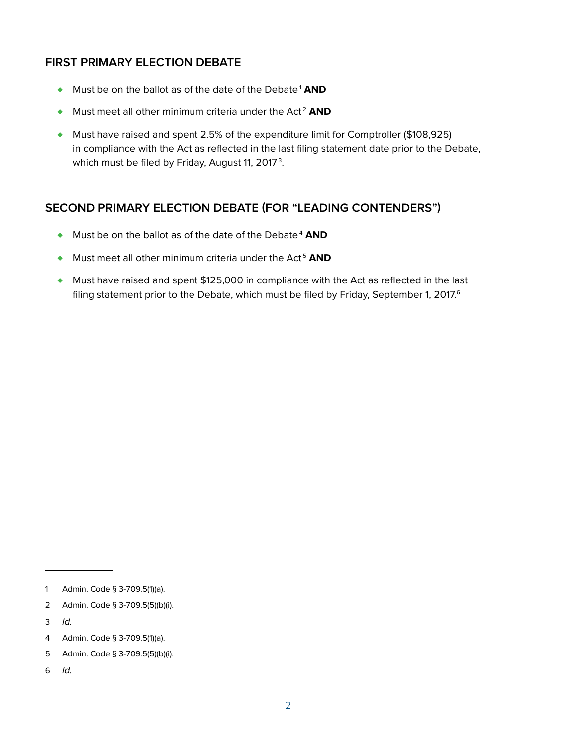## FIRST PRIMARY ELECTION DEBATE

- Must be on the ballot as of the date of the Debate[1] **AND**
- Must meet all other minimum criteria under the Act[2] **AND**
- Must have raised and spent 2.5% of the expenditure limit for Comptroller ($108,925) in compliance with the Act as reflected in the last filing statement date prior to the Debate, which must be filed by Friday, August 11, 2017[3].

## SECOND PRIMARY ELECTION DEBATE (FOR "LEADING CONTENDERS")

- Must be on the ballot as of the date of the Debate[4] **AND**
- Must meet all other minimum criteria under the Act[5] **AND**
- Must have raised and spent $125,000 in compliance with the Act as reflected in the last filing statement prior to the Debate, which must be filed by Friday, September 1, 2017.[6]

---

1 Admin. Code § 3-709.5(1)(a).

2 Admin. Code § 3-709.5(5)(b)(i).

3 *Id.*

4 Admin. Code § 3-709.5(1)(a).

5 Admin. Code § 3-709.5(5)(b)(i).

6 *Id.*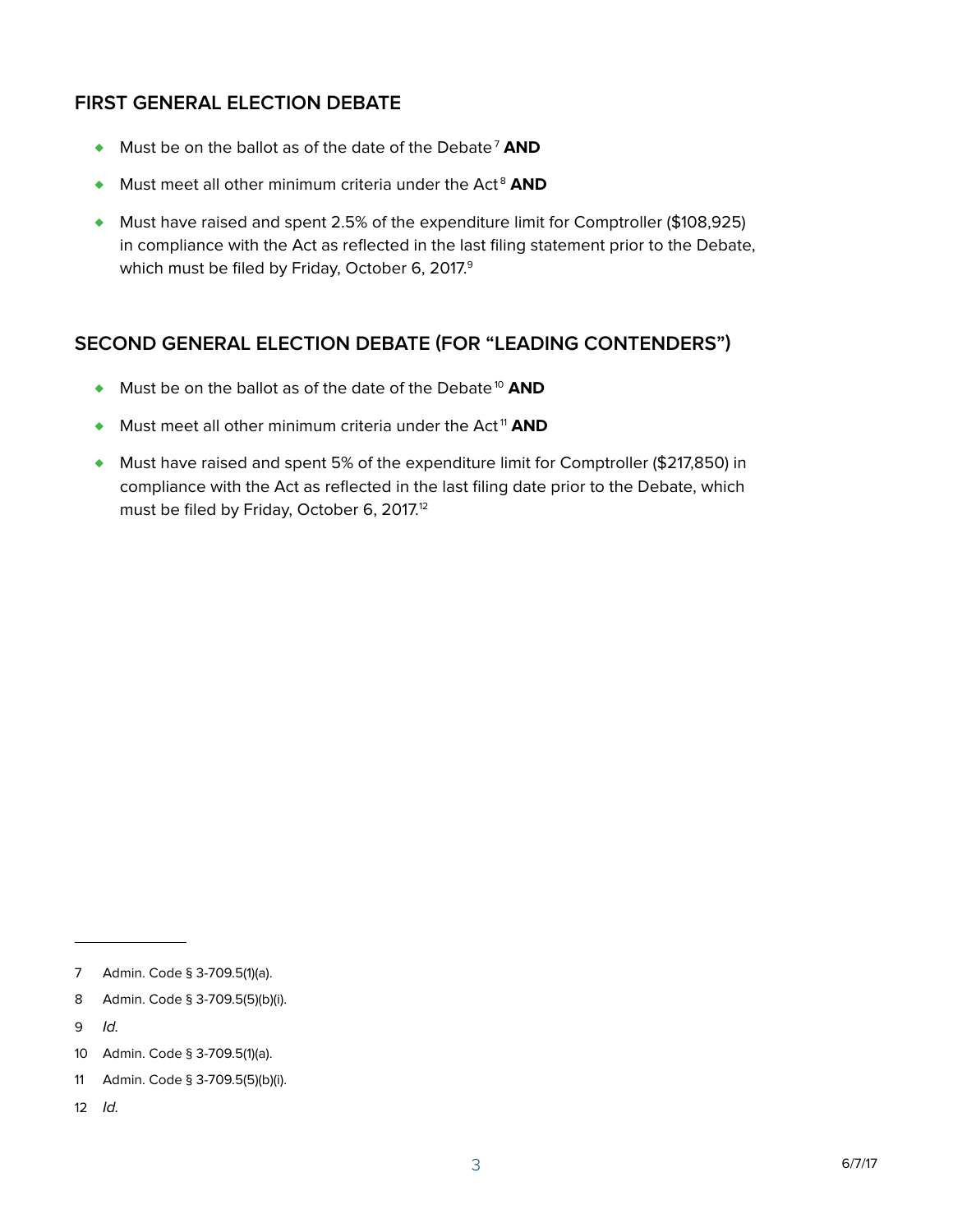## FIRST GENERAL ELECTION DEBATE

- Must be on the ballot as of the date of the Debate[7] **AND**
- Must meet all other minimum criteria under the Act[8] **AND**
- Must have raised and spent 2.5% of the expenditure limit for Comptroller ($108,925) in compliance with the Act as reflected in the last filing statement prior to the Debate, which must be filed by Friday, October 6, 2017.[9]

## SECOND GENERAL ELECTION DEBATE (FOR "LEADING CONTENDERS")

- Must be on the ballot as of the date of the Debate[10] **AND**
- Must meet all other minimum criteria under the Act[11] **AND**
- Must have raised and spent 5% of the expenditure limit for Comptroller ($217,850) in compliance with the Act as reflected in the last filing date prior to the Debate, which must be filed by Friday, October 6, 2017.[12]

---

7 Admin. Code § 3-709.5(1)(a).

8 Admin. Code § 3-709.5(5)(b)(i).

9 *Id.*

10 Admin. Code § 3-709.5(1)(a).

11 Admin. Code § 3-709.5(5)(b)(i).

12 *Id.*

6/7/17